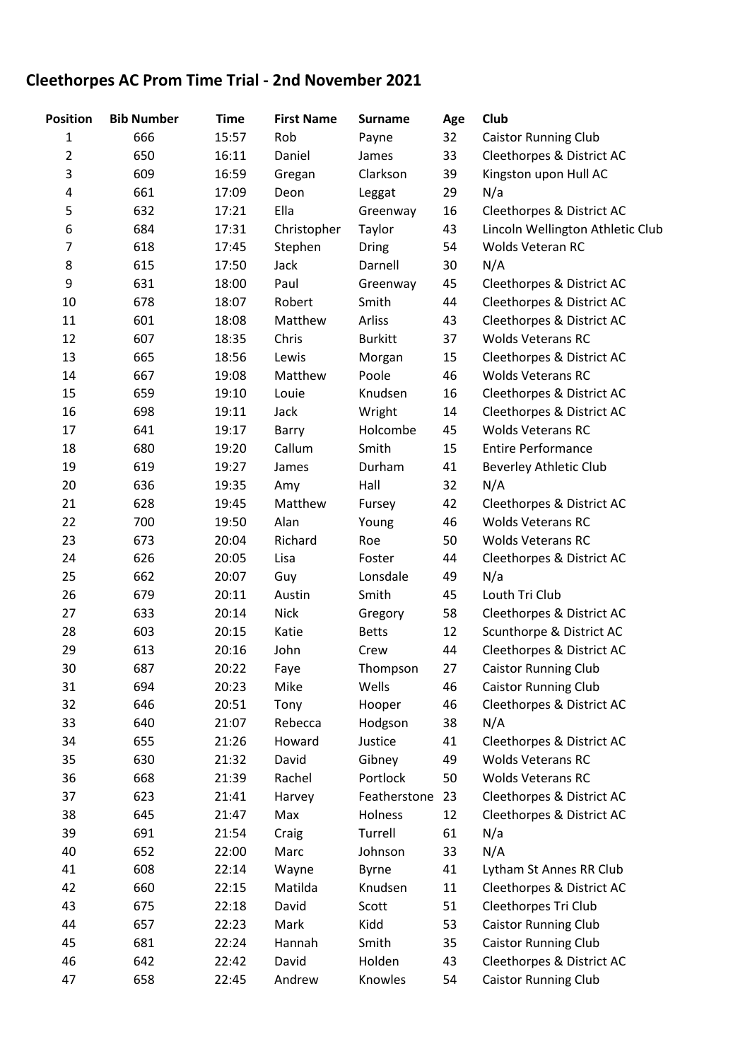# Cleethorpes AC Prom Time Trial - 2nd November 2021

| Position | Bib Number | Time | First Name | Surname | Age | Club |
|---|---|---|---|---|---|---|
| 1 | 666 | 15:57 | Rob | Payne | 32 | Caistor Running Club |
| 2 | 650 | 16:11 | Daniel | James | 33 | Cleethorpes & District AC |
| 3 | 609 | 16:59 | Gregan | Clarkson | 39 | Kingston upon Hull AC |
| 4 | 661 | 17:09 | Deon | Leggat | 29 | N/a |
| 5 | 632 | 17:21 | Ella | Greenway | 16 | Cleethorpes & District AC |
| 6 | 684 | 17:31 | Christopher | Taylor | 43 | Lincoln Wellington Athletic Club |
| 7 | 618 | 17:45 | Stephen | Dring | 54 | Wolds Veteran RC |
| 8 | 615 | 17:50 | Jack | Darnell | 30 | N/A |
| 9 | 631 | 18:00 | Paul | Greenway | 45 | Cleethorpes & District AC |
| 10 | 678 | 18:07 | Robert | Smith | 44 | Cleethorpes & District AC |
| 11 | 601 | 18:08 | Matthew | Arliss | 43 | Cleethorpes & District AC |
| 12 | 607 | 18:35 | Chris | Burkitt | 37 | Wolds Veterans RC |
| 13 | 665 | 18:56 | Lewis | Morgan | 15 | Cleethorpes & District AC |
| 14 | 667 | 19:08 | Matthew | Poole | 46 | Wolds Veterans RC |
| 15 | 659 | 19:10 | Louie | Knudsen | 16 | Cleethorpes & District AC |
| 16 | 698 | 19:11 | Jack | Wright | 14 | Cleethorpes & District AC |
| 17 | 641 | 19:17 | Barry | Holcombe | 45 | Wolds Veterans RC |
| 18 | 680 | 19:20 | Callum | Smith | 15 | Entire Performance |
| 19 | 619 | 19:27 | James | Durham | 41 | Beverley Athletic Club |
| 20 | 636 | 19:35 | Amy | Hall | 32 | N/A |
| 21 | 628 | 19:45 | Matthew | Fursey | 42 | Cleethorpes & District AC |
| 22 | 700 | 19:50 | Alan | Young | 46 | Wolds Veterans RC |
| 23 | 673 | 20:04 | Richard | Roe | 50 | Wolds Veterans RC |
| 24 | 626 | 20:05 | Lisa | Foster | 44 | Cleethorpes & District AC |
| 25 | 662 | 20:07 | Guy | Lonsdale | 49 | N/a |
| 26 | 679 | 20:11 | Austin | Smith | 45 | Louth Tri Club |
| 27 | 633 | 20:14 | Nick | Gregory | 58 | Cleethorpes & District AC |
| 28 | 603 | 20:15 | Katie | Betts | 12 | Scunthorpe & District AC |
| 29 | 613 | 20:16 | John | Crew | 44 | Cleethorpes & District AC |
| 30 | 687 | 20:22 | Faye | Thompson | 27 | Caistor Running Club |
| 31 | 694 | 20:23 | Mike | Wells | 46 | Caistor Running Club |
| 32 | 646 | 20:51 | Tony | Hooper | 46 | Cleethorpes & District AC |
| 33 | 640 | 21:07 | Rebecca | Hodgson | 38 | N/A |
| 34 | 655 | 21:26 | Howard | Justice | 41 | Cleethorpes & District AC |
| 35 | 630 | 21:32 | David | Gibney | 49 | Wolds Veterans RC |
| 36 | 668 | 21:39 | Rachel | Portlock | 50 | Wolds Veterans RC |
| 37 | 623 | 21:41 | Harvey | Featherstone | 23 | Cleethorpes & District AC |
| 38 | 645 | 21:47 | Max | Holness | 12 | Cleethorpes & District AC |
| 39 | 691 | 21:54 | Craig | Turrell | 61 | N/a |
| 40 | 652 | 22:00 | Marc | Johnson | 33 | N/A |
| 41 | 608 | 22:14 | Wayne | Byrne | 41 | Lytham St Annes RR Club |
| 42 | 660 | 22:15 | Matilda | Knudsen | 11 | Cleethorpes & District AC |
| 43 | 675 | 22:18 | David | Scott | 51 | Cleethorpes Tri Club |
| 44 | 657 | 22:23 | Mark | Kidd | 53 | Caistor Running Club |
| 45 | 681 | 22:24 | Hannah | Smith | 35 | Caistor Running Club |
| 46 | 642 | 22:42 | David | Holden | 43 | Cleethorpes & District AC |
| 47 | 658 | 22:45 | Andrew | Knowles | 54 | Caistor Running Club |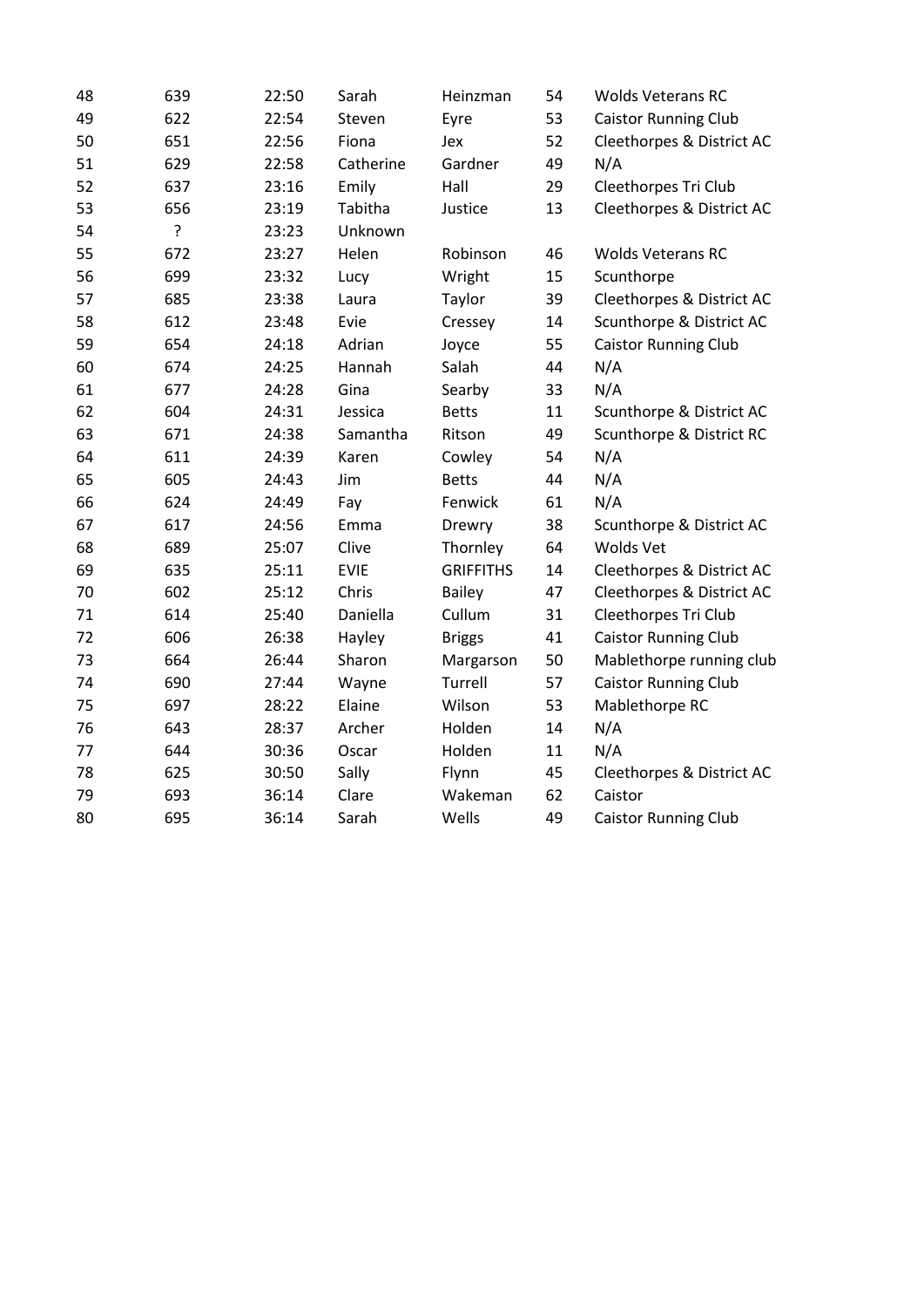| | | | | | | |
|---|---|---|---|---|---|---|
| 48 | 639 | 22:50 | Sarah | Heinzman | 54 | Wolds Veterans RC |
| 49 | 622 | 22:54 | Steven | Eyre | 53 | Caistor Running Club |
| 50 | 651 | 22:56 | Fiona | Jex | 52 | Cleethorpes & District AC |
| 51 | 629 | 22:58 | Catherine | Gardner | 49 | N/A |
| 52 | 637 | 23:16 | Emily | Hall | 29 | Cleethorpes Tri Club |
| 53 | 656 | 23:19 | Tabitha | Justice | 13 | Cleethorpes & District AC |
| 54 | ? | 23:23 | Unknown | | | |
| 55 | 672 | 23:27 | Helen | Robinson | 46 | Wolds Veterans RC |
| 56 | 699 | 23:32 | Lucy | Wright | 15 | Scunthorpe |
| 57 | 685 | 23:38 | Laura | Taylor | 39 | Cleethorpes & District AC |
| 58 | 612 | 23:48 | Evie | Cressey | 14 | Scunthorpe & District AC |
| 59 | 654 | 24:18 | Adrian | Joyce | 55 | Caistor Running Club |
| 60 | 674 | 24:25 | Hannah | Salah | 44 | N/A |
| 61 | 677 | 24:28 | Gina | Searby | 33 | N/A |
| 62 | 604 | 24:31 | Jessica | Betts | 11 | Scunthorpe & District AC |
| 63 | 671 | 24:38 | Samantha | Ritson | 49 | Scunthorpe & District RC |
| 64 | 611 | 24:39 | Karen | Cowley | 54 | N/A |
| 65 | 605 | 24:43 | Jim | Betts | 44 | N/A |
| 66 | 624 | 24:49 | Fay | Fenwick | 61 | N/A |
| 67 | 617 | 24:56 | Emma | Drewry | 38 | Scunthorpe & District AC |
| 68 | 689 | 25:07 | Clive | Thornley | 64 | Wolds Vet |
| 69 | 635 | 25:11 | EVIE | GRIFFITHS | 14 | Cleethorpes & District AC |
| 70 | 602 | 25:12 | Chris | Bailey | 47 | Cleethorpes & District AC |
| 71 | 614 | 25:40 | Daniella | Cullum | 31 | Cleethorpes Tri Club |
| 72 | 606 | 26:38 | Hayley | Briggs | 41 | Caistor Running Club |
| 73 | 664 | 26:44 | Sharon | Margarson | 50 | Mablethorpe running club |
| 74 | 690 | 27:44 | Wayne | Turrell | 57 | Caistor Running Club |
| 75 | 697 | 28:22 | Elaine | Wilson | 53 | Mablethorpe RC |
| 76 | 643 | 28:37 | Archer | Holden | 14 | N/A |
| 77 | 644 | 30:36 | Oscar | Holden | 11 | N/A |
| 78 | 625 | 30:50 | Sally | Flynn | 45 | Cleethorpes & District AC |
| 79 | 693 | 36:14 | Clare | Wakeman | 62 | Caistor |
| 80 | 695 | 36:14 | Sarah | Wells | 49 | Caistor Running Club |